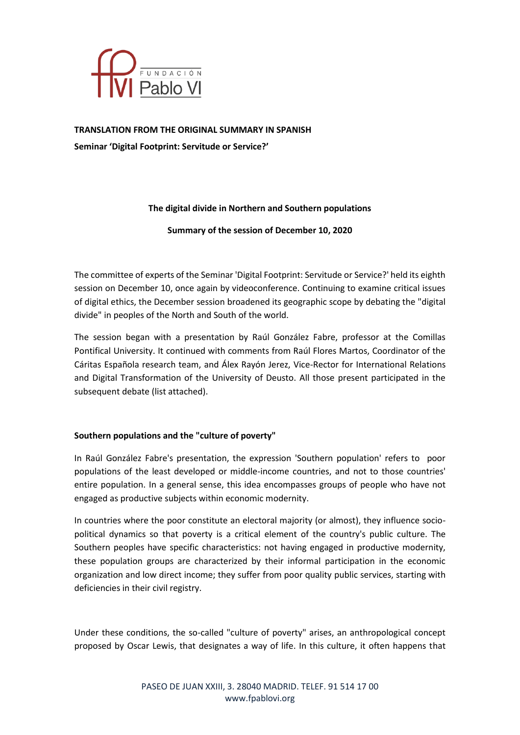**TRANSLATION FROM THE ORIGINAL SUMMARY IN SPANISH**

**Seminar 'Digital Footprint: Servitude or Service?'**

## The digital divide in Northern and Southern populations

### Summary of the session of December 10, 2020

The committee of experts of the Seminar 'Digital Footprint: Servitude or Service?' held its eighth session on December 10, once again by videoconference. Continuing to examine critical issues of digital ethics, the December session broadened its geographic scope by debating the "digital divide" in peoples of the North and South of the world.

The session began with a presentation by Raúl González Fabre, professor at the Comillas Pontifical University. It continued with comments from Raúl Flores Martos, Coordinator of the Cáritas Española research team, and Álex Rayón Jerez, Vice-Rector for International Relations and Digital Transformation of the University of Deusto. All those present participated in the subsequent debate (list attached).

### Southern populations and the "culture of poverty"

In Raúl González Fabre's presentation, the expression 'Southern population' refers to poor populations of the least developed or middle-income countries, and not to those countries' entire population. In a general sense, this idea encompasses groups of people who have not engaged as productive subjects within economic modernity.

In countries where the poor constitute an electoral majority (or almost), they influence socio-political dynamics so that poverty is a critical element of the country's public culture. The Southern peoples have specific characteristics: not having engaged in productive modernity, these population groups are characterized by their informal participation in the economic organization and low direct income; they suffer from poor quality public services, starting with deficiencies in their civil registry.

Under these conditions, the so-called "culture of poverty" arises, an anthropological concept proposed by Oscar Lewis, that designates a way of life. In this culture, it often happens that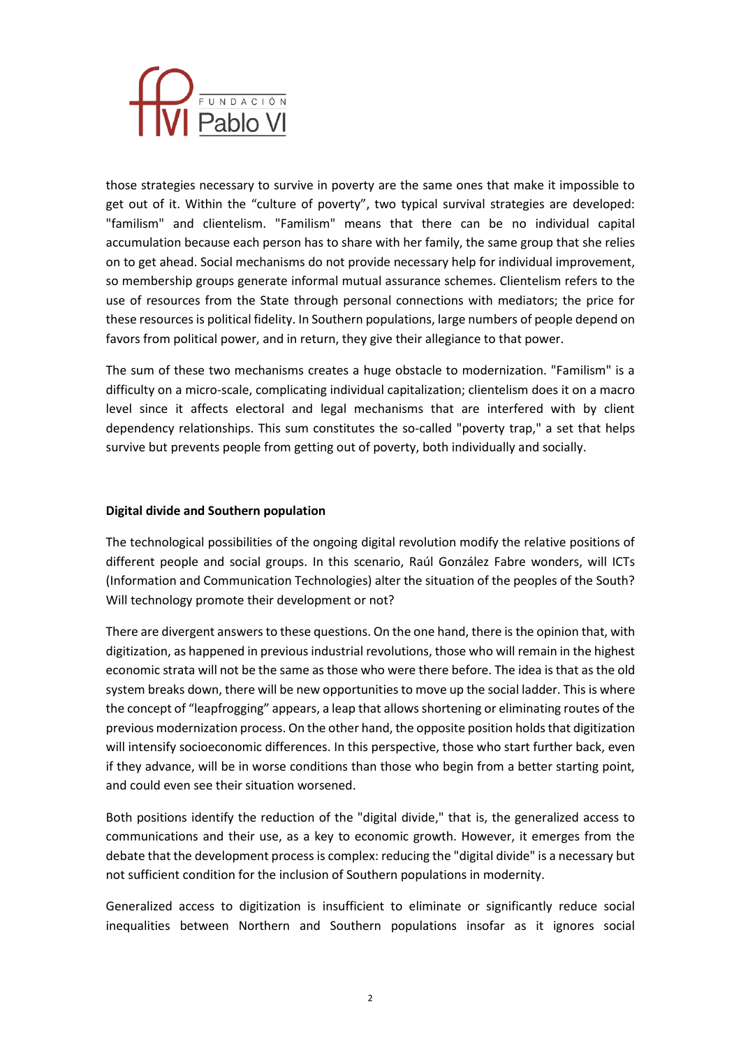those strategies necessary to survive in poverty are the same ones that make it impossible to get out of it. Within the “culture of poverty”, two typical survival strategies are developed: "familism" and clientelism. "Familism" means that there can be no individual capital accumulation because each person has to share with her family, the same group that she relies on to get ahead. Social mechanisms do not provide necessary help for individual improvement, so membership groups generate informal mutual assurance schemes. Clientelism refers to the use of resources from the State through personal connections with mediators; the price for these resources is political fidelity. In Southern populations, large numbers of people depend on favors from political power, and in return, they give their allegiance to that power.

The sum of these two mechanisms creates a huge obstacle to modernization. "Familism" is a difficulty on a micro-scale, complicating individual capitalization; clientelism does it on a macro level since it affects electoral and legal mechanisms that are interfered with by client dependency relationships. This sum constitutes the so-called "poverty trap," a set that helps survive but prevents people from getting out of poverty, both individually and socially.

**Digital divide and Southern population**

The technological possibilities of the ongoing digital revolution modify the relative positions of different people and social groups. In this scenario, Raúl González Fabre wonders, will ICTs (Information and Communication Technologies) alter the situation of the peoples of the South? Will technology promote their development or not?

There are divergent answers to these questions. On the one hand, there is the opinion that, with digitization, as happened in previous industrial revolutions, those who will remain in the highest economic strata will not be the same as those who were there before. The idea is that as the old system breaks down, there will be new opportunities to move up the social ladder. This is where the concept of “leapfrogging” appears, a leap that allows shortening or eliminating routes of the previous modernization process. On the other hand, the opposite position holds that digitization will intensify socioeconomic differences. In this perspective, those who start further back, even if they advance, will be in worse conditions than those who begin from a better starting point, and could even see their situation worsened.

Both positions identify the reduction of the "digital divide," that is, the generalized access to communications and their use, as a key to economic growth. However, it emerges from the debate that the development process is complex: reducing the "digital divide" is a necessary but not sufficient condition for the inclusion of Southern populations in modernity.

Generalized access to digitization is insufficient to eliminate or significantly reduce social inequalities between Northern and Southern populations insofar as it ignores social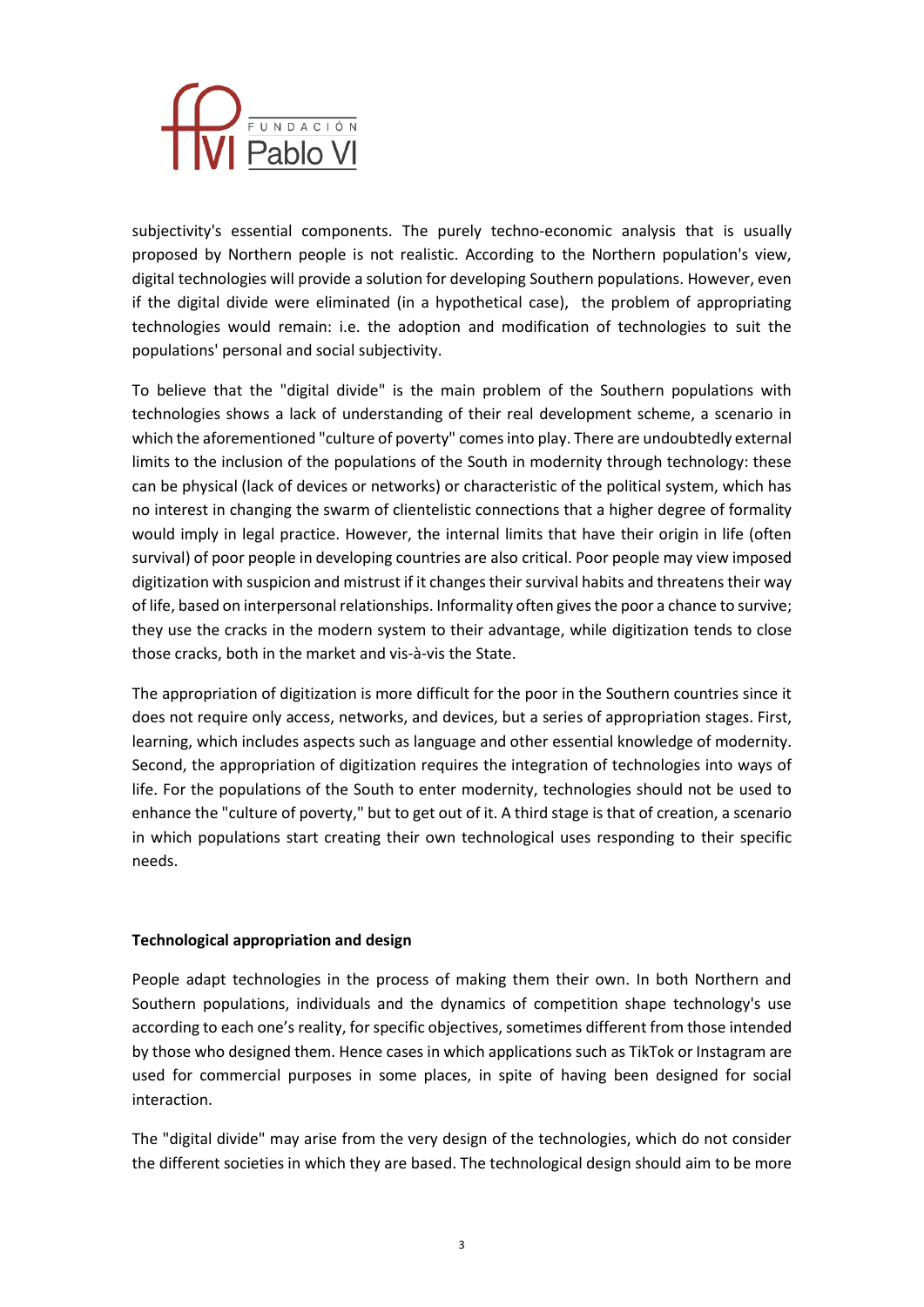subjectivity's essential components. The purely techno-economic analysis that is usually proposed by Northern people is not realistic. According to the Northern population's view, digital technologies will provide a solution for developing Southern populations. However, even if the digital divide were eliminated (in a hypothetical case), the problem of appropriating technologies would remain: i.e. the adoption and modification of technologies to suit the populations' personal and social subjectivity.

To believe that the "digital divide" is the main problem of the Southern populations with technologies shows a lack of understanding of their real development scheme, a scenario in which the aforementioned "culture of poverty" comes into play. There are undoubtedly external limits to the inclusion of the populations of the South in modernity through technology: these can be physical (lack of devices or networks) or characteristic of the political system, which has no interest in changing the swarm of clientelistic connections that a higher degree of formality would imply in legal practice. However, the internal limits that have their origin in life (often survival) of poor people in developing countries are also critical. Poor people may view imposed digitization with suspicion and mistrust if it changes their survival habits and threatens their way of life, based on interpersonal relationships. Informality often gives the poor a chance to survive; they use the cracks in the modern system to their advantage, while digitization tends to close those cracks, both in the market and vis-à-vis the State.

The appropriation of digitization is more difficult for the poor in the Southern countries since it does not require only access, networks, and devices, but a series of appropriation stages. First, learning, which includes aspects such as language and other essential knowledge of modernity. Second, the appropriation of digitization requires the integration of technologies into ways of life. For the populations of the South to enter modernity, technologies should not be used to enhance the "culture of poverty," but to get out of it. A third stage is that of creation, a scenario in which populations start creating their own technological uses responding to their specific needs.

**Technological appropriation and design**

People adapt technologies in the process of making them their own. In both Northern and Southern populations, individuals and the dynamics of competition shape technology's use according to each one's reality, for specific objectives, sometimes different from those intended by those who designed them. Hence cases in which applications such as TikTok or Instagram are used for commercial purposes in some places, in spite of having been designed for social interaction.

The "digital divide" may arise from the very design of the technologies, which do not consider the different societies in which they are based. The technological design should aim to be more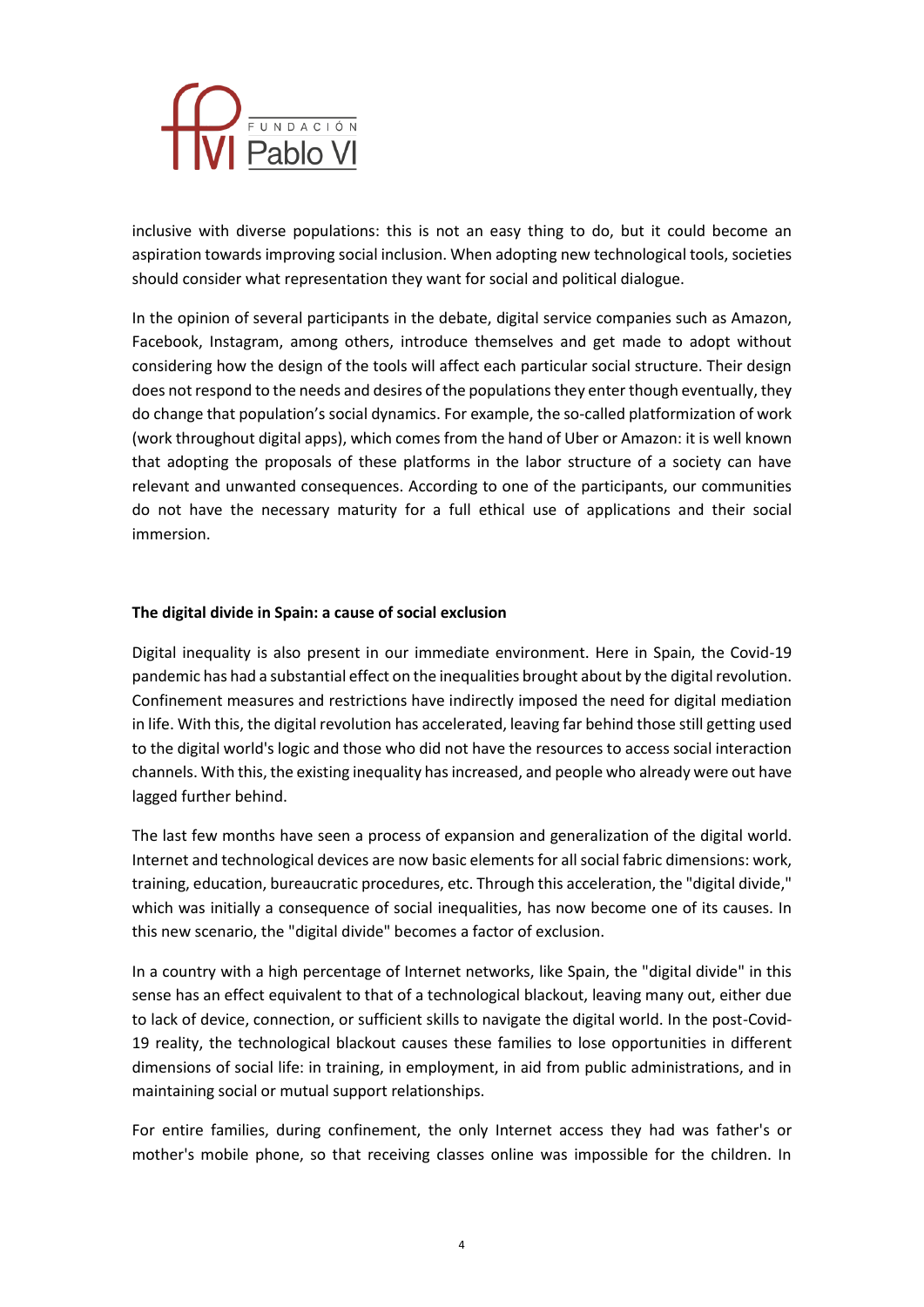inclusive with diverse populations: this is not an easy thing to do, but it could become an aspiration towards improving social inclusion. When adopting new technological tools, societies should consider what representation they want for social and political dialogue.

In the opinion of several participants in the debate, digital service companies such as Amazon, Facebook, Instagram, among others, introduce themselves and get made to adopt without considering how the design of the tools will affect each particular social structure. Their design does not respond to the needs and desires of the populations they enter though eventually, they do change that population's social dynamics. For example, the so-called platformization of work (work throughout digital apps), which comes from the hand of Uber or Amazon: it is well known that adopting the proposals of these platforms in the labor structure of a society can have relevant and unwanted consequences. According to one of the participants, our communities do not have the necessary maturity for a full ethical use of applications and their social immersion.

**The digital divide in Spain: a cause of social exclusion**

Digital inequality is also present in our immediate environment. Here in Spain, the Covid-19 pandemic has had a substantial effect on the inequalities brought about by the digital revolution. Confinement measures and restrictions have indirectly imposed the need for digital mediation in life. With this, the digital revolution has accelerated, leaving far behind those still getting used to the digital world's logic and those who did not have the resources to access social interaction channels. With this, the existing inequality has increased, and people who already were out have lagged further behind.

The last few months have seen a process of expansion and generalization of the digital world. Internet and technological devices are now basic elements for all social fabric dimensions: work, training, education, bureaucratic procedures, etc. Through this acceleration, the "digital divide," which was initially a consequence of social inequalities, has now become one of its causes. In this new scenario, the "digital divide" becomes a factor of exclusion.

In a country with a high percentage of Internet networks, like Spain, the "digital divide" in this sense has an effect equivalent to that of a technological blackout, leaving many out, either due to lack of device, connection, or sufficient skills to navigate the digital world. In the post-Covid-19 reality, the technological blackout causes these families to lose opportunities in different dimensions of social life: in training, in employment, in aid from public administrations, and in maintaining social or mutual support relationships.

For entire families, during confinement, the only Internet access they had was father's or mother's mobile phone, so that receiving classes online was impossible for the children. In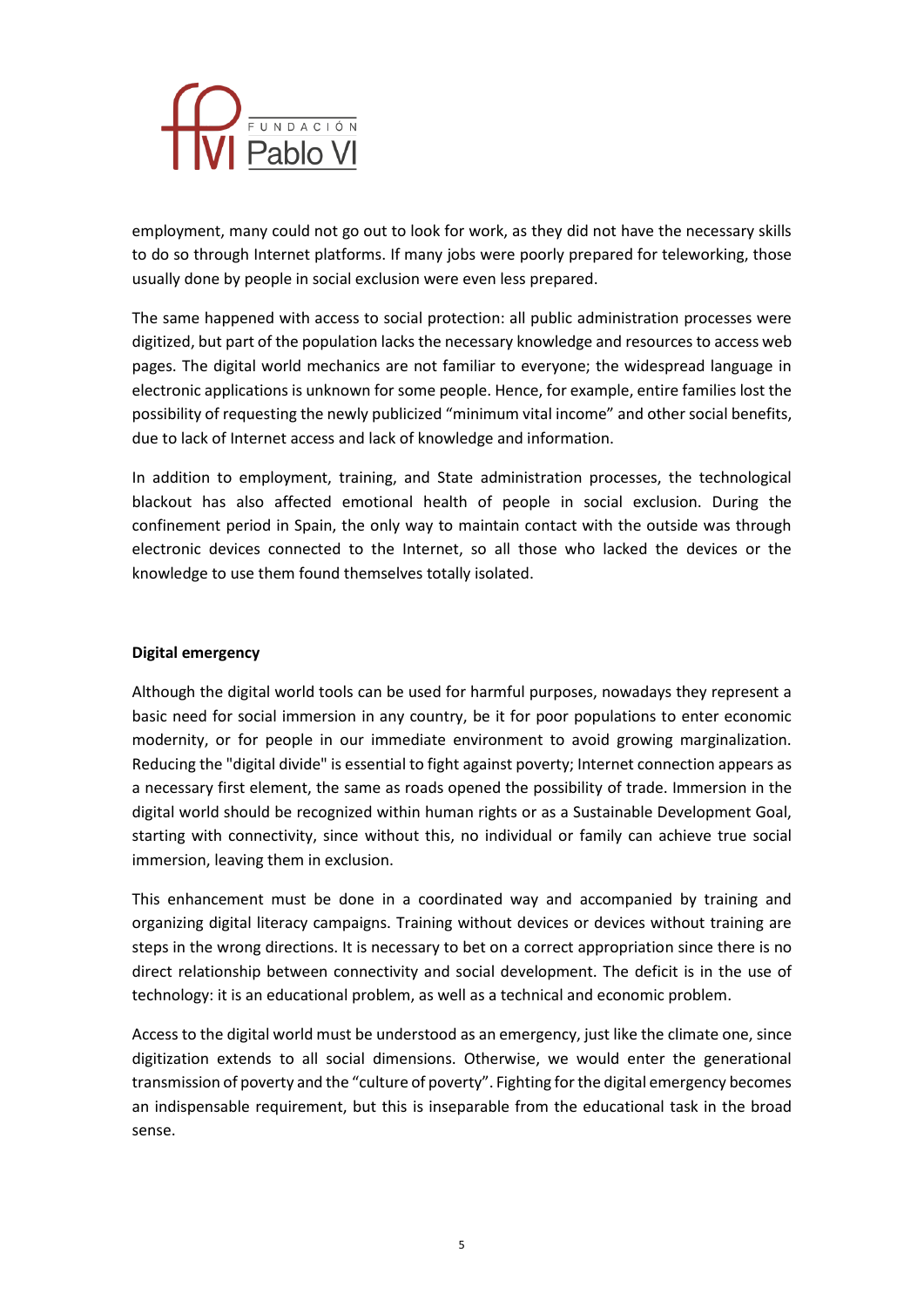employment, many could not go out to look for work, as they did not have the necessary skills to do so through Internet platforms. If many jobs were poorly prepared for teleworking, those usually done by people in social exclusion were even less prepared.

The same happened with access to social protection: all public administration processes were digitized, but part of the population lacks the necessary knowledge and resources to access web pages. The digital world mechanics are not familiar to everyone; the widespread language in electronic applications is unknown for some people. Hence, for example, entire families lost the possibility of requesting the newly publicized "minimum vital income" and other social benefits, due to lack of Internet access and lack of knowledge and information.

In addition to employment, training, and State administration processes, the technological blackout has also affected emotional health of people in social exclusion. During the confinement period in Spain, the only way to maintain contact with the outside was through electronic devices connected to the Internet, so all those who lacked the devices or the knowledge to use them found themselves totally isolated.

**Digital emergency**

Although the digital world tools can be used for harmful purposes, nowadays they represent a basic need for social immersion in any country, be it for poor populations to enter economic modernity, or for people in our immediate environment to avoid growing marginalization. Reducing the "digital divide" is essential to fight against poverty; Internet connection appears as a necessary first element, the same as roads opened the possibility of trade. Immersion in the digital world should be recognized within human rights or as a Sustainable Development Goal, starting with connectivity, since without this, no individual or family can achieve true social immersion, leaving them in exclusion.

This enhancement must be done in a coordinated way and accompanied by training and organizing digital literacy campaigns. Training without devices or devices without training are steps in the wrong directions. It is necessary to bet on a correct appropriation since there is no direct relationship between connectivity and social development. The deficit is in the use of technology: it is an educational problem, as well as a technical and economic problem.

Access to the digital world must be understood as an emergency, just like the climate one, since digitization extends to all social dimensions. Otherwise, we would enter the generational transmission of poverty and the "culture of poverty". Fighting for the digital emergency becomes an indispensable requirement, but this is inseparable from the educational task in the broad sense.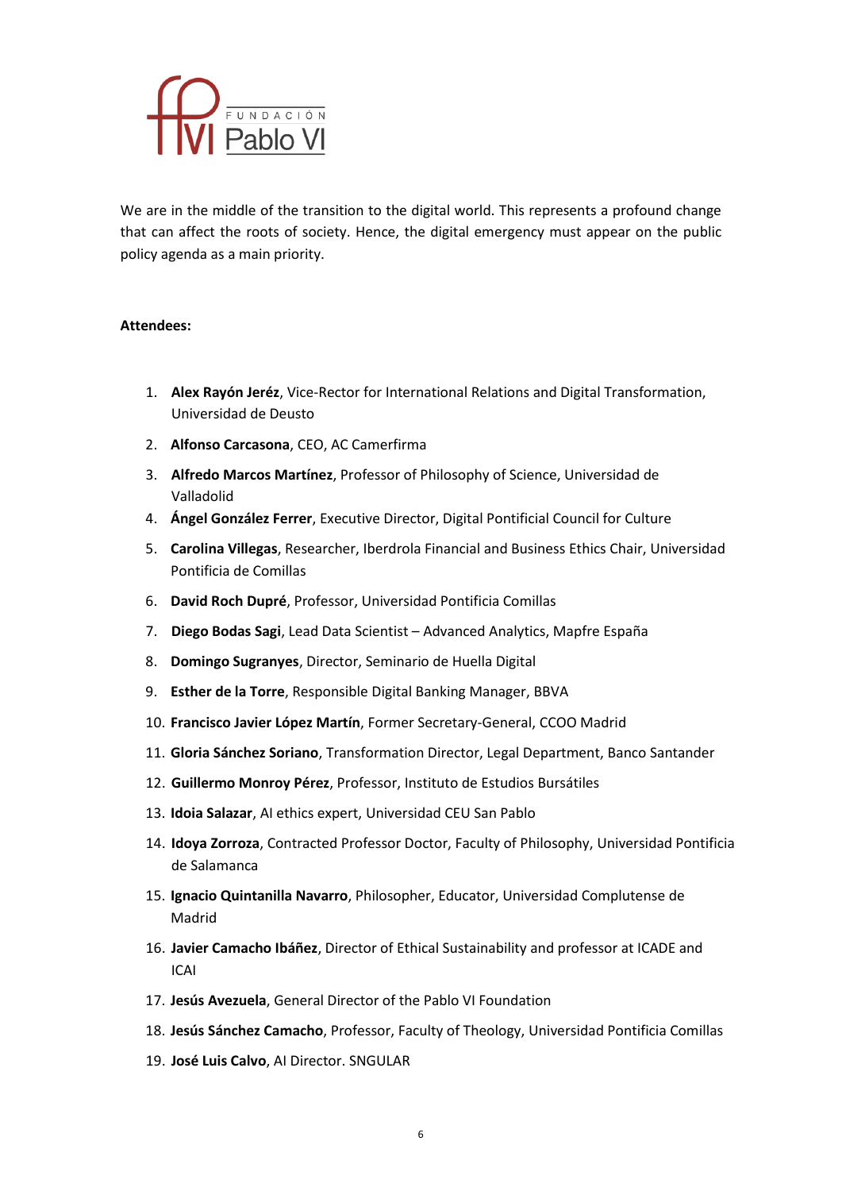We are in the middle of the transition to the digital world. This represents a profound change that can affect the roots of society. Hence, the digital emergency must appear on the public policy agenda as a main priority.

**Attendees:**

1. **Alex Rayón Jeréz**, Vice-Rector for International Relations and Digital Transformation, Universidad de Deusto
2. **Alfonso Carcasona**, CEO, AC Camerfirma
3. **Alfredo Marcos Martínez**, Professor of Philosophy of Science, Universidad de Valladolid
4. **Ángel González Ferrer**, Executive Director, Digital Pontificial Council for Culture
5. **Carolina Villegas**, Researcher, Iberdrola Financial and Business Ethics Chair, Universidad Pontificia de Comillas
6. **David Roch Dupré**, Professor, Universidad Pontificia Comillas
7. **Diego Bodas Sagi**, Lead Data Scientist – Advanced Analytics, Mapfre España
8. **Domingo Sugranyes**, Director, Seminario de Huella Digital
9. **Esther de la Torre**, Responsible Digital Banking Manager, BBVA
10. **Francisco Javier López Martín**, Former Secretary-General, CCOO Madrid
11. **Gloria Sánchez Soriano**, Transformation Director, Legal Department, Banco Santander
12. **Guillermo Monroy Pérez**, Professor, Instituto de Estudios Bursátiles
13. **Idoia Salazar**, AI ethics expert, Universidad CEU San Pablo
14. **Idoya Zorroza**, Contracted Professor Doctor, Faculty of Philosophy, Universidad Pontificia de Salamanca
15. **Ignacio Quintanilla Navarro**, Philosopher, Educator, Universidad Complutense de Madrid
16. **Javier Camacho Ibáñez**, Director of Ethical Sustainability and professor at ICADE and ICAI
17. **Jesús Avezuela**, General Director of the Pablo VI Foundation
18. **Jesús Sánchez Camacho**, Professor, Faculty of Theology, Universidad Pontificia Comillas
19. **José Luis Calvo**, AI Director. SNGULAR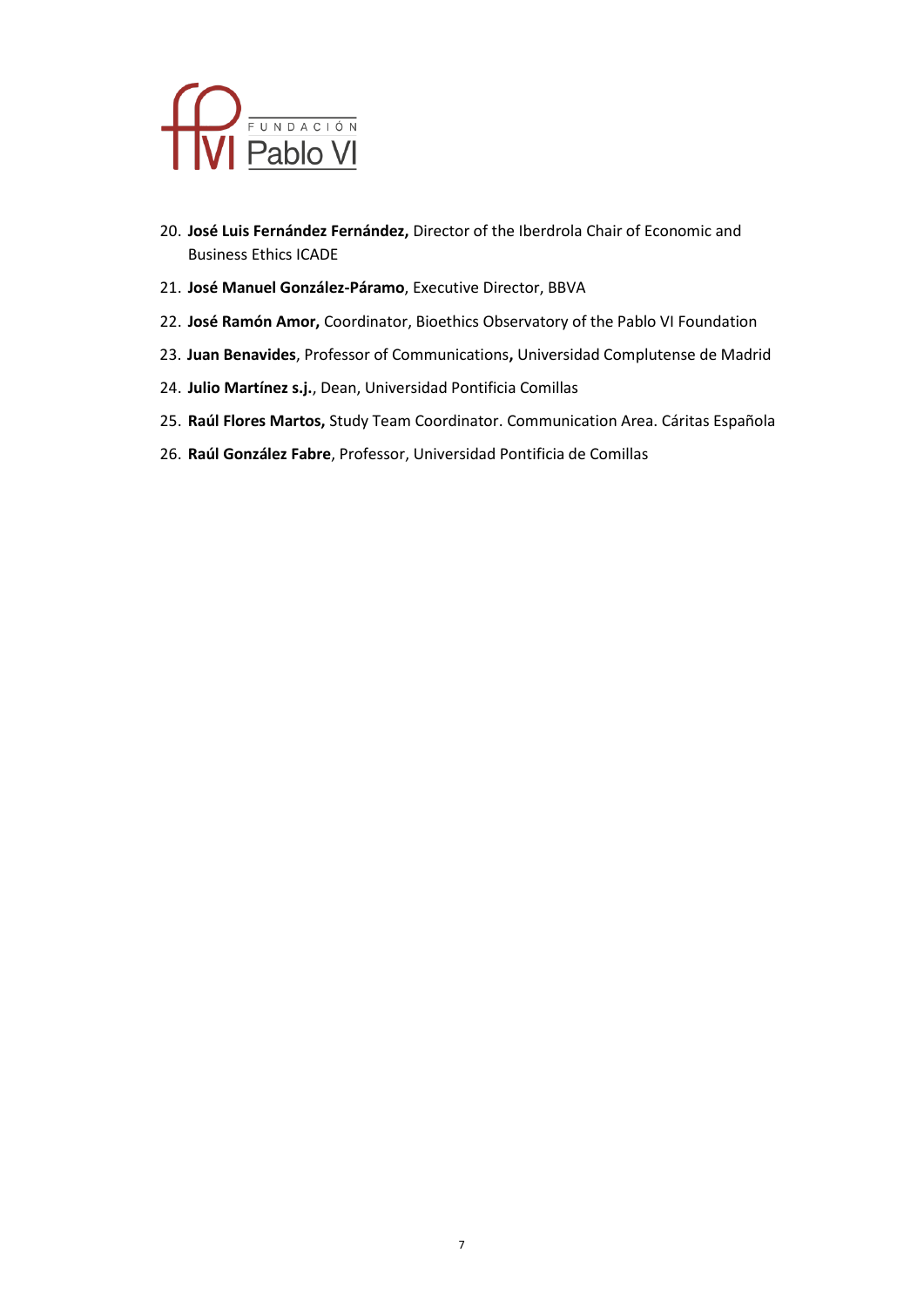20. **José Luis Fernández Fernández,** Director of the Iberdrola Chair of Economic and Business Ethics ICADE
21. **José Manuel González-Páramo**, Executive Director, BBVA
22. **José Ramón Amor,** Coordinator, Bioethics Observatory of the Pablo VI Foundation
23. **Juan Benavides**, Professor of Communications**,** Universidad Complutense de Madrid
24. **Julio Martínez s.j.**, Dean, Universidad Pontificia Comillas
25. **Raúl Flores Martos,** Study Team Coordinator. Communication Area. Cáritas Española
26. **Raúl González Fabre**, Professor, Universidad Pontificia de Comillas